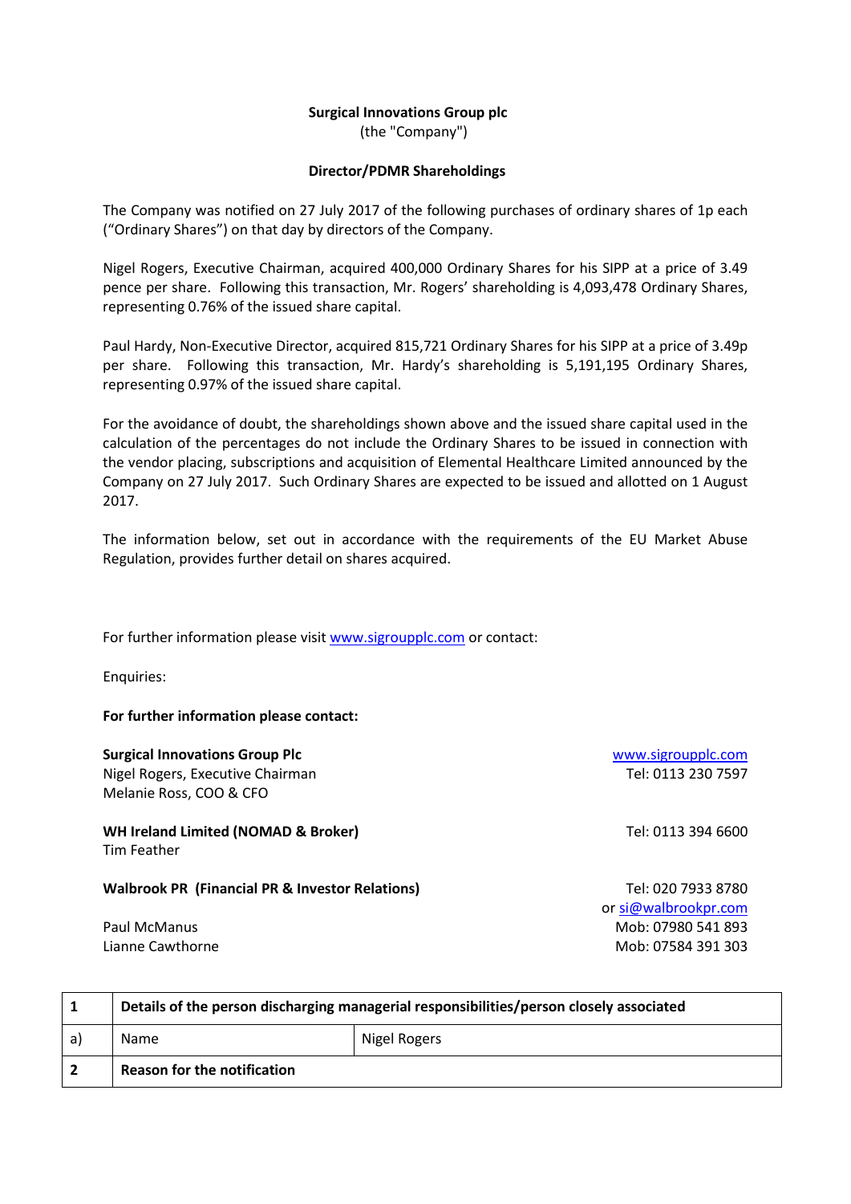**Surgical Innovations Group plc**
(the "Company")

**Director/PDMR Shareholdings**

The Company was notified on 27 July 2017 of the following purchases of ordinary shares of 1p each ("Ordinary Shares") on that day by directors of the Company.

Nigel Rogers, Executive Chairman, acquired 400,000 Ordinary Shares for his SIPP at a price of 3.49 pence per share. Following this transaction, Mr. Rogers' shareholding is 4,093,478 Ordinary Shares, representing 0.76% of the issued share capital.

Paul Hardy, Non-Executive Director, acquired 815,721 Ordinary Shares for his SIPP at a price of 3.49p per share. Following this transaction, Mr. Hardy's shareholding is 5,191,195 Ordinary Shares, representing 0.97% of the issued share capital.

For the avoidance of doubt, the shareholdings shown above and the issued share capital used in the calculation of the percentages do not include the Ordinary Shares to be issued in connection with the vendor placing, subscriptions and acquisition of Elemental Healthcare Limited announced by the Company on 27 July 2017. Such Ordinary Shares are expected to be issued and allotted on 1 August 2017.

The information below, set out in accordance with the requirements of the EU Market Abuse Regulation, provides further detail on shares acquired.

For further information please visit www.sigroupplc.com or contact:

Enquiries:

**For further information please contact:**

**Surgical Innovations Group Plc** — www.sigroupplc.com
Nigel Rogers, Executive Chairman — Tel: 0113 230 7597
Melanie Ross, COO & CFO

**WH Ireland Limited (NOMAD & Broker)** — Tel: 0113 394 6600
Tim Feather

**Walbrook PR (Financial PR & Investor Relations)** — Tel: 020 7933 8780 or si@walbrookpr.com
Paul McManus — Mob: 07980 541 893
Lianne Cawthorne — Mob: 07584 391 303

| 1 | **Details of the person discharging managerial responsibilities/person closely associated** | |
|---|---|---|
| a) | Name | Nigel Rogers |
| 2 | **Reason for the notification** | |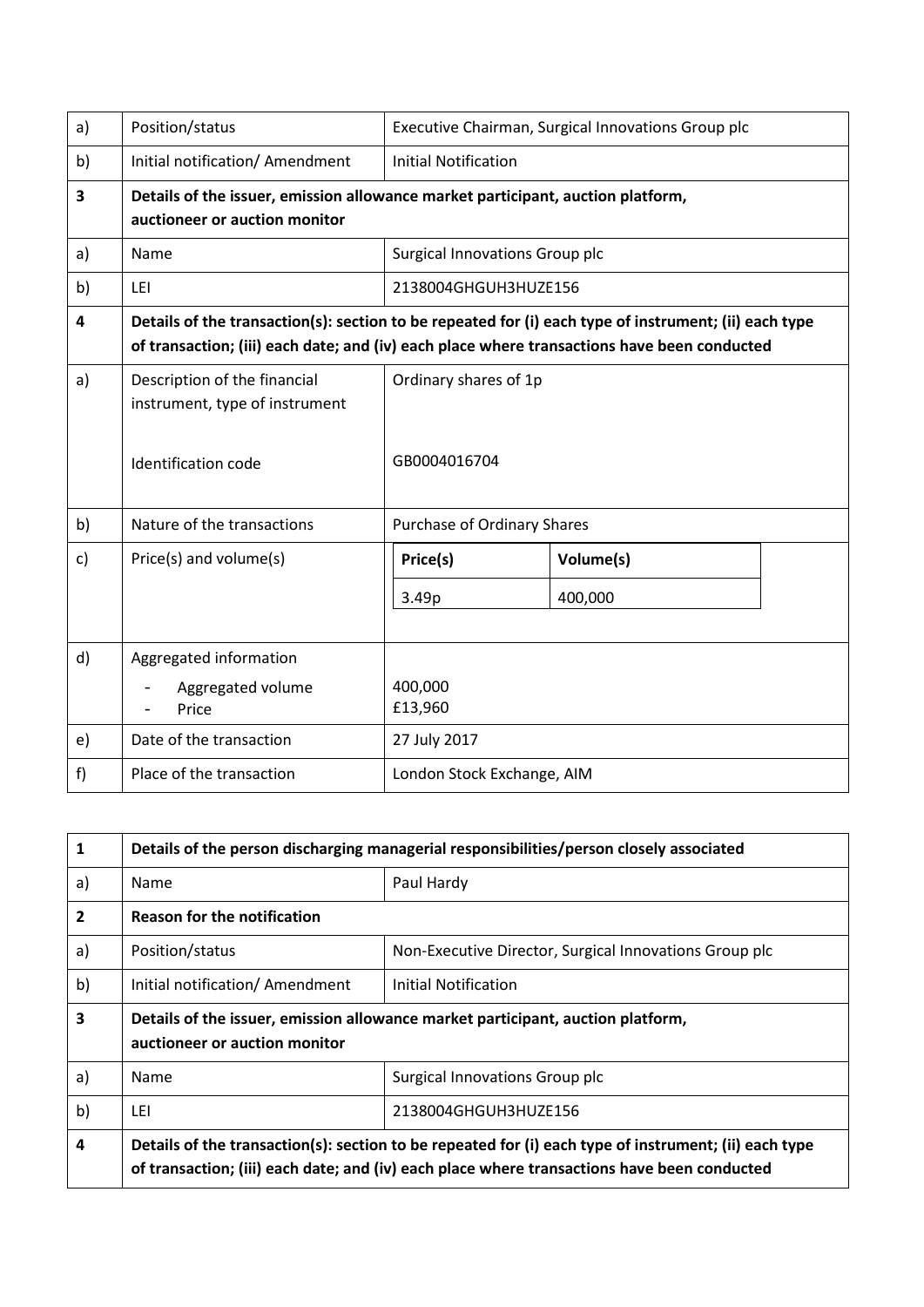| a) | Position/status | Executive Chairman, Surgical Innovations Group plc |
|---|---|---|
| b) | Initial notification/ Amendment | Initial Notification |
| **3** | **Details of the issuer, emission allowance market participant, auction platform, auctioneer or auction monitor** | |
| a) | Name | Surgical Innovations Group plc |
| b) | LEI | 2138004GHGUH3HUZE156 |
| **4** | **Details of the transaction(s): section to be repeated for (i) each type of instrument; (ii) each type of transaction; (iii) each date; and (iv) each place where transactions have been conducted** | |
| a) | Description of the financial instrument, type of instrument<br><br>Identification code | Ordinary shares of 1p<br><br>GB0004016704 |
| b) | Nature of the transactions | Purchase of Ordinary Shares |
| c) | Price(s) and volume(s) | **Price(s)**: 3.49p — **Volume(s)**: 400,000 |
| d) | Aggregated information<br>- Aggregated volume<br>- Price | <br>400,000<br>£13,960 |
| e) | Date of the transaction | 27 July 2017 |
| f) | Place of the transaction | London Stock Exchange, AIM |

| **1** | **Details of the person discharging managerial responsibilities/person closely associated** | |
|---|---|---|
| a) | Name | Paul Hardy |
| **2** | **Reason for the notification** | |
| a) | Position/status | Non-Executive Director, Surgical Innovations Group plc |
| b) | Initial notification/ Amendment | Initial Notification |
| **3** | **Details of the issuer, emission allowance market participant, auction platform, auctioneer or auction monitor** | |
| a) | Name | Surgical Innovations Group plc |
| b) | LEI | 2138004GHGUH3HUZE156 |
| **4** | **Details of the transaction(s): section to be repeated for (i) each type of instrument; (ii) each type of transaction; (iii) each date; and (iv) each place where transactions have been conducted** | |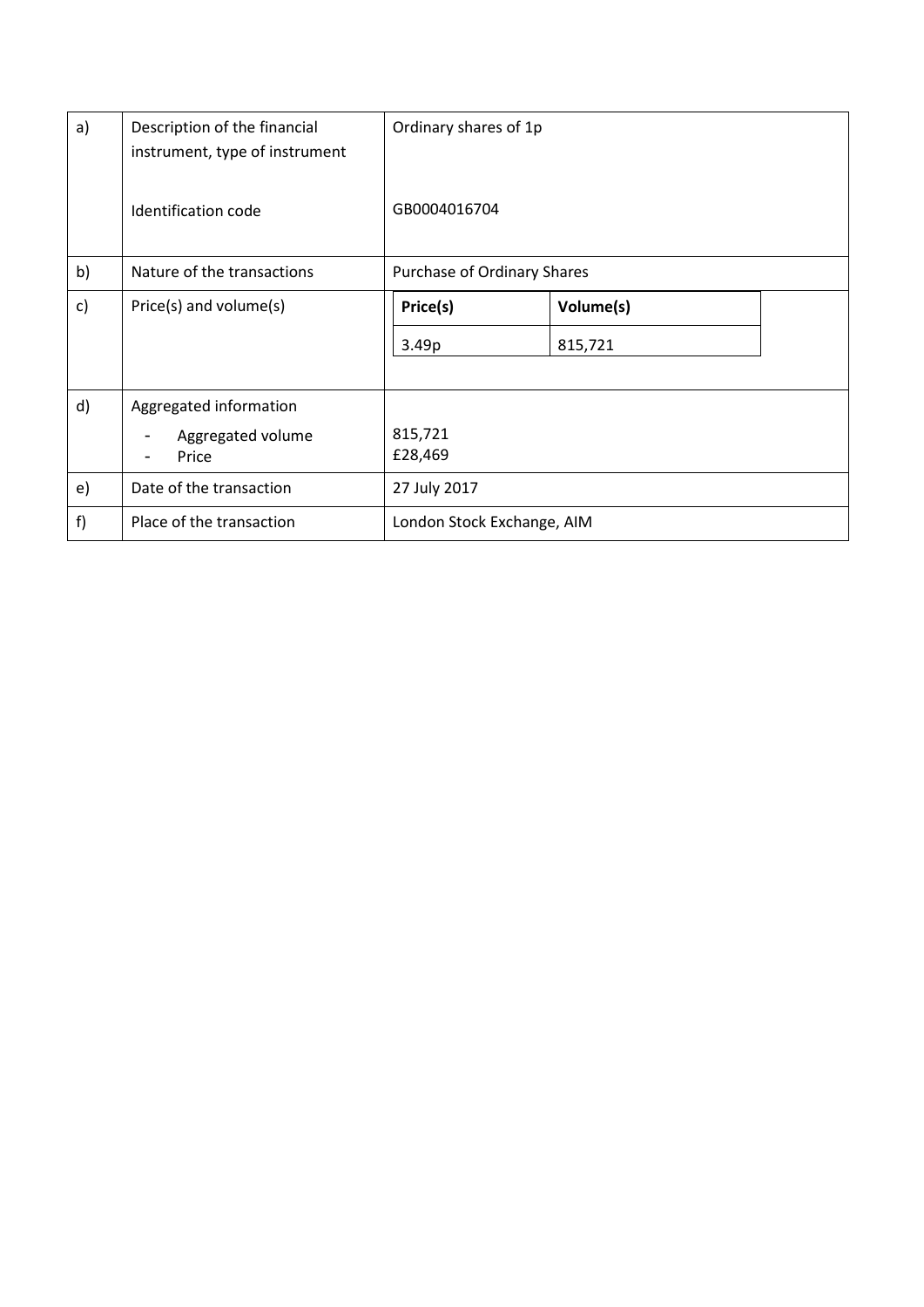| | | |
|---|---|---|
| a) | Description of the financial instrument, type of instrument<br><br>Identification code | Ordinary shares of 1p<br><br>GB0004016704 |
| b) | Nature of the transactions | Purchase of Ordinary Shares |
| c) | Price(s) and volume(s) | **Price(s)**: 3.49p<br>**Volume(s)**: 815,721 |
| d) | Aggregated information<br>- Aggregated volume<br>- Price | <br>815,721<br>£28,469 |
| e) | Date of the transaction | 27 July 2017 |
| f) | Place of the transaction | London Stock Exchange, AIM |